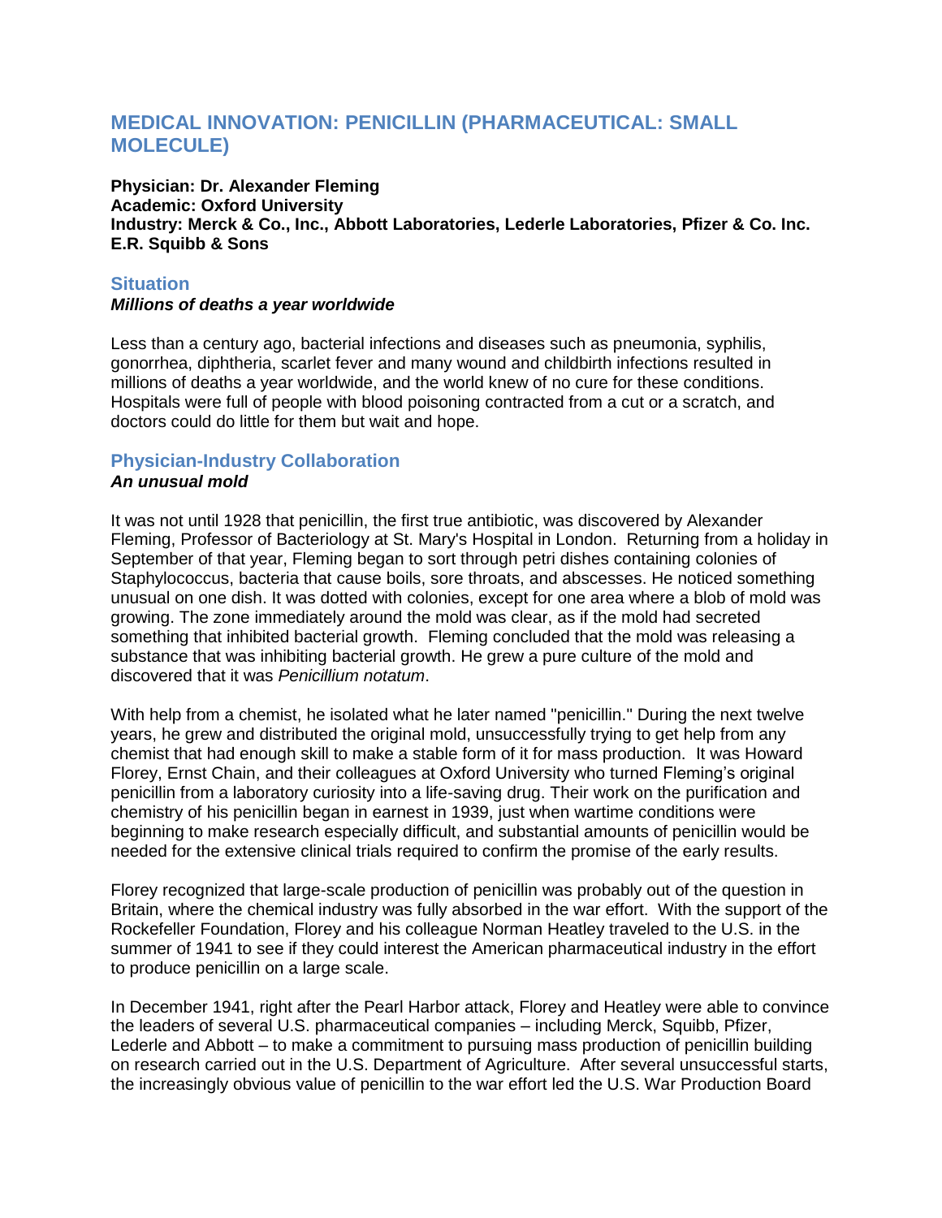# MEDICAL INNOVATION: PENICILLIN (PHARMACEUTICAL: SMALL MOLECULE)

**Physician: Dr. Alexander Fleming**
**Academic: Oxford University**
**Industry: Merck & Co., Inc., Abbott Laboratories, Lederle Laboratories, Pfizer & Co. Inc. E.R. Squibb & Sons**

## Situation

***Millions of deaths a year worldwide***

Less than a century ago, bacterial infections and diseases such as pneumonia, syphilis, gonorrhea, diphtheria, scarlet fever and many wound and childbirth infections resulted in millions of deaths a year worldwide, and the world knew of no cure for these conditions. Hospitals were full of people with blood poisoning contracted from a cut or a scratch, and doctors could do little for them but wait and hope.

## Physician-Industry Collaboration

***An unusual mold***

It was not until 1928 that penicillin, the first true antibiotic, was discovered by Alexander Fleming, Professor of Bacteriology at St. Mary's Hospital in London. Returning from a holiday in September of that year, Fleming began to sort through petri dishes containing colonies of Staphylococcus, bacteria that cause boils, sore throats, and abscesses. He noticed something unusual on one dish. It was dotted with colonies, except for one area where a blob of mold was growing. The zone immediately around the mold was clear, as if the mold had secreted something that inhibited bacterial growth. Fleming concluded that the mold was releasing a substance that was inhibiting bacterial growth. He grew a pure culture of the mold and discovered that it was *Penicillium notatum*.

With help from a chemist, he isolated what he later named "penicillin." During the next twelve years, he grew and distributed the original mold, unsuccessfully trying to get help from any chemist that had enough skill to make a stable form of it for mass production. It was Howard Florey, Ernst Chain, and their colleagues at Oxford University who turned Fleming's original penicillin from a laboratory curiosity into a life-saving drug. Their work on the purification and chemistry of his penicillin began in earnest in 1939, just when wartime conditions were beginning to make research especially difficult, and substantial amounts of penicillin would be needed for the extensive clinical trials required to confirm the promise of the early results.

Florey recognized that large-scale production of penicillin was probably out of the question in Britain, where the chemical industry was fully absorbed in the war effort. With the support of the Rockefeller Foundation, Florey and his colleague Norman Heatley traveled to the U.S. in the summer of 1941 to see if they could interest the American pharmaceutical industry in the effort to produce penicillin on a large scale.

In December 1941, right after the Pearl Harbor attack, Florey and Heatley were able to convince the leaders of several U.S. pharmaceutical companies – including Merck, Squibb, Pfizer, Lederle and Abbott – to make a commitment to pursuing mass production of penicillin building on research carried out in the U.S. Department of Agriculture. After several unsuccessful starts, the increasingly obvious value of penicillin to the war effort led the U.S. War Production Board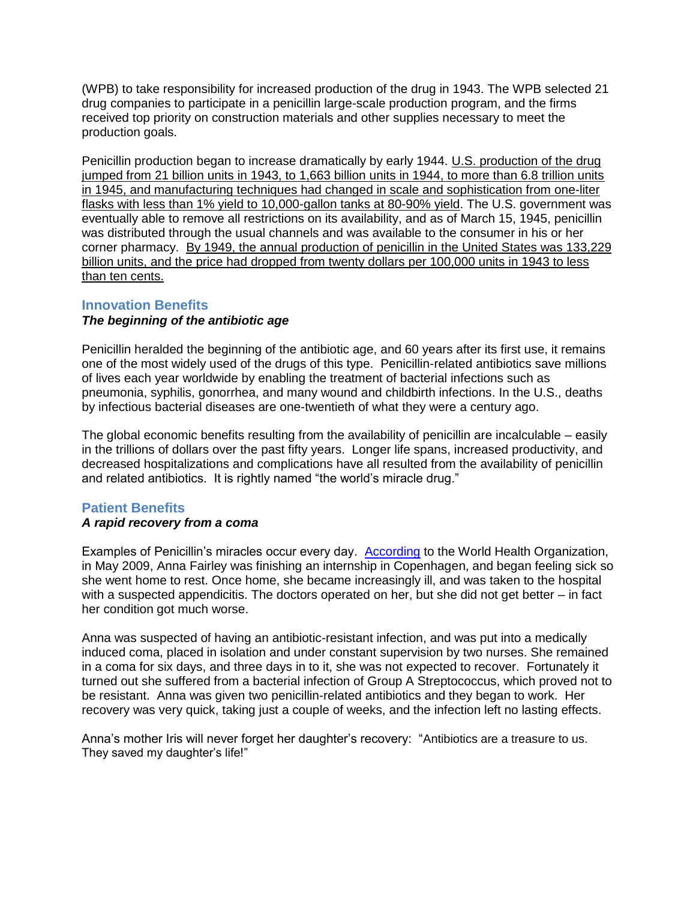(WPB) to take responsibility for increased production of the drug in 1943. The WPB selected 21 drug companies to participate in a penicillin large-scale production program, and the firms received top priority on construction materials and other supplies necessary to meet the production goals.

Penicillin production began to increase dramatically by early 1944. U.S. production of the drug jumped from 21 billion units in 1943, to 1,663 billion units in 1944, to more than 6.8 trillion units in 1945, and manufacturing techniques had changed in scale and sophistication from one-liter flasks with less than 1% yield to 10,000-gallon tanks at 80-90% yield. The U.S. government was eventually able to remove all restrictions on its availability, and as of March 15, 1945, penicillin was distributed through the usual channels and was available to the consumer in his or her corner pharmacy. By 1949, the annual production of penicillin in the United States was 133,229 billion units, and the price had dropped from twenty dollars per 100,000 units in 1943 to less than ten cents.

## Innovation Benefits

***The beginning of the antibiotic age***

Penicillin heralded the beginning of the antibiotic age, and 60 years after its first use, it remains one of the most widely used of the drugs of this type. Penicillin-related antibiotics save millions of lives each year worldwide by enabling the treatment of bacterial infections such as pneumonia, syphilis, gonorrhea, and many wound and childbirth infections. In the U.S., deaths by infectious bacterial diseases are one-twentieth of what they were a century ago.

The global economic benefits resulting from the availability of penicillin are incalculable – easily in the trillions of dollars over the past fifty years. Longer life spans, increased productivity, and decreased hospitalizations and complications have all resulted from the availability of penicillin and related antibiotics. It is rightly named "the world's miracle drug."

## Patient Benefits

***A rapid recovery from a coma***

Examples of Penicillin's miracles occur every day. According to the World Health Organization, in May 2009, Anna Fairley was finishing an internship in Copenhagen, and began feeling sick so she went home to rest. Once home, she became increasingly ill, and was taken to the hospital with a suspected appendicitis. The doctors operated on her, but she did not get better – in fact her condition got much worse.

Anna was suspected of having an antibiotic-resistant infection, and was put into a medically induced coma, placed in isolation and under constant supervision by two nurses. She remained in a coma for six days, and three days in to it, she was not expected to recover. Fortunately it turned out she suffered from a bacterial infection of Group A Streptococcus, which proved not to be resistant. Anna was given two penicillin-related antibiotics and they began to work. Her recovery was very quick, taking just a couple of weeks, and the infection left no lasting effects.

Anna's mother Iris will never forget her daughter's recovery: "Antibiotics are a treasure to us. They saved my daughter's life!"